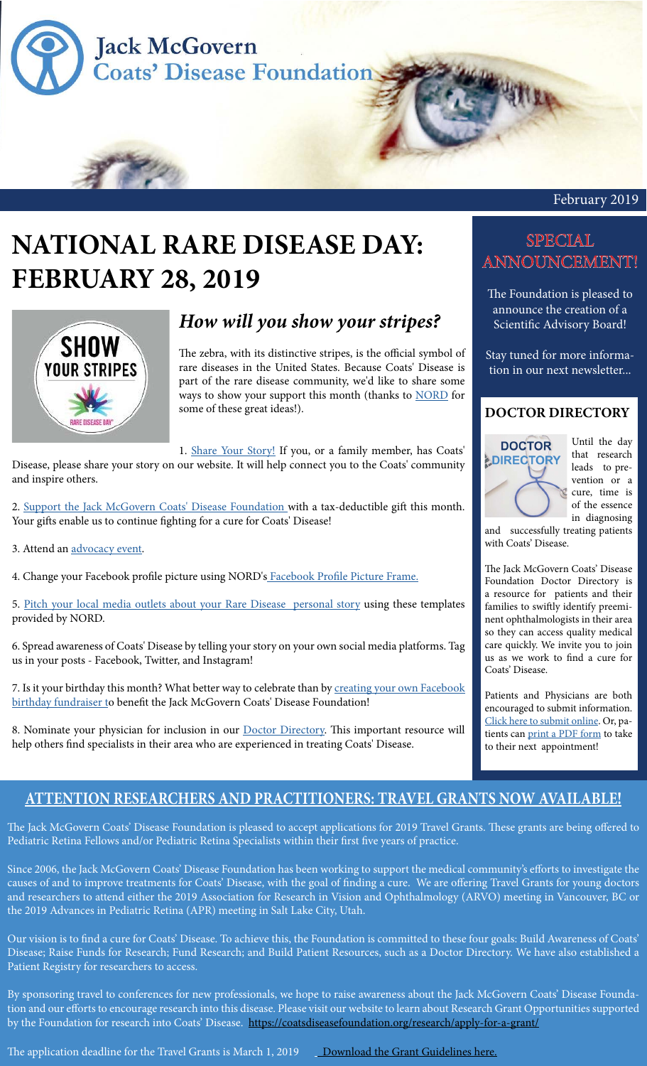# Jack McGovern Coats' Disease Foundation

February 2019

# NATIONAL RARE DISEASE DAY: FEBRUARY 28, 2019

## *How will you show your stripes?*

The zebra, with its distinctive stripes, is the official symbol of rare diseases in the United States. Because Coats' Disease is part of the rare disease community, we'd like to share some ways to show your support this month (thanks to NORD for some of these great ideas!).

1. Share Your Story! If you, or a family member, has Coats' Disease, please share your story on our website. It will help connect you to the Coats' community and inspire others.

2. Support the Jack McGovern Coats' Disease Foundation with a tax-deductible gift this month. Your gifts enable us to continue fighting for a cure for Coats' Disease!

3. Attend an advocacy event.

4. Change your Facebook profile picture using NORD's Facebook Profile Picture Frame.

5. Pitch your local media outlets about your Rare Disease personal story using these templates provided by NORD.

6. Spread awareness of Coats' Disease by telling your story on your own social media platforms. Tag us in your posts - Facebook, Twitter, and Instagram!

7. Is it your birthday this month? What better way to celebrate than by creating your own Facebook birthday fundraiser to benefit the Jack McGovern Coats' Disease Foundation!

8. Nominate your physician for inclusion in our Doctor Directory. This important resource will help others find specialists in their area who are experienced in treating Coats' Disease.

## SPECIAL ANNOUNCEMENT!

The Foundation is pleased to announce the creation of a Scientific Advisory Board!

Stay tuned for more information in our next newsletter...

## DOCTOR DIRECTORY

Until the day that research leads to prevention or a cure, time is of the essence in diagnosing and successfully treating patients with Coats' Disease.

The Jack McGovern Coats' Disease Foundation Doctor Directory is a resource for patients and their families to swiftly identify preeminent ophthalmologists in their area so they can access quality medical care quickly. We invite you to join us as we work to find a cure for Coats' Disease.

Patients and Physicians are both encouraged to submit information. Click here to submit online. Or, patients can print a PDF form to take to their next appointment!

## ATTENTION RESEARCHERS AND PRACTITIONERS: TRAVEL GRANTS NOW AVAILABLE!

The Jack McGovern Coats' Disease Foundation is pleased to accept applications for 2019 Travel Grants. These grants are being offered to Pediatric Retina Fellows and/or Pediatric Retina Specialists within their first five years of practice.

Since 2006, the Jack McGovern Coats' Disease Foundation has been working to support the medical community's efforts to investigate the causes of and to improve treatments for Coats' Disease, with the goal of finding a cure. We are offering Travel Grants for young doctors and researchers to attend either the 2019 Association for Research in Vision and Ophthalmology (ARVO) meeting in Vancouver, BC or the 2019 Advances in Pediatric Retina (APR) meeting in Salt Lake City, Utah.

Our vision is to find a cure for Coats' Disease. To achieve this, the Foundation is committed to these four goals: Build Awareness of Coats' Disease; Raise Funds for Research; Fund Research; and Build Patient Resources, such as a Doctor Directory. We have also established a Patient Registry for researchers to access.

By sponsoring travel to conferences for new professionals, we hope to raise awareness about the Jack McGovern Coats' Disease Foundation and our efforts to encourage research into this disease. Please visit our website to learn about Research Grant Opportunities supported by the Foundation for research into Coats' Disease. https://coatsdiseasefoundation.org/research/apply-for-a-grant/

The application deadline for the Travel Grants is March 1, 2019 Download the Grant Guidelines here.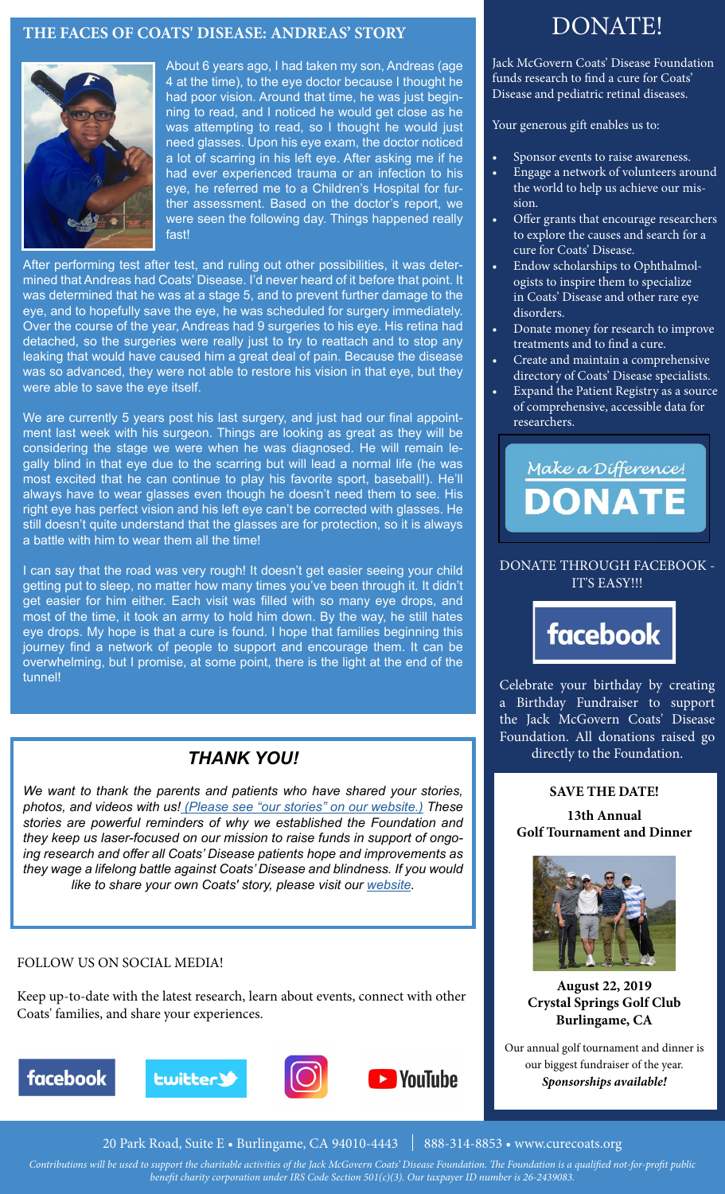## THE FACES OF COATS' DISEASE: ANDREAS' STORY

About 6 years ago, I had taken my son, Andreas (age 4 at the time), to the eye doctor because I thought he had poor vision. Around that time, he was just beginning to read, and I noticed he would get close as he was attempting to read, so I thought he would just need glasses. Upon his eye exam, the doctor noticed a lot of scarring in his left eye. After asking me if he had ever experienced trauma or an infection to his eye, he referred me to a Children's Hospital for further assessment. Based on the doctor's report, we were seen the following day. Things happened really fast!

After performing test after test, and ruling out other possibilities, it was determined that Andreas had Coats' Disease. I'd never heard of it before that point. It was determined that he was at a stage 5, and to prevent further damage to the eye, and to hopefully save the eye, he was scheduled for surgery immediately. Over the course of the year, Andreas had 9 surgeries to his eye. His retina had detached, so the surgeries were really just to try to reattach and to stop any leaking that would have caused him a great deal of pain. Because the disease was so advanced, they were not able to restore his vision in that eye, but they were able to save the eye itself.

We are currently 5 years post his last surgery, and just had our final appointment last week with his surgeon. Things are looking as great as they will be considering the stage we were when he was diagnosed. He will remain legally blind in that eye due to the scarring but will lead a normal life (he was most excited that he can continue to play his favorite sport, baseball!). He'll always have to wear glasses even though he doesn't need them to see. His right eye has perfect vision and his left eye can't be corrected with glasses. He still doesn't quite understand that the glasses are for protection, so it is always a battle with him to wear them all the time!

I can say that the road was very rough! It doesn't get easier seeing your child getting put to sleep, no matter how many times you've been through it. It didn't get easier for him either. Each visit was filled with so many eye drops, and most of the time, it took an army to hold him down. By the way, he still hates eye drops. My hope is that a cure is found. I hope that families beginning this journey find a network of people to support and encourage them. It can be overwhelming, but I promise, at some point, there is the light at the end of the tunnel!

## *THANK YOU!*

*We want to thank the parents and patients who have shared your stories, photos, and videos with us! (Please see "our stories" on our website.) These stories are powerful reminders of why we established the Foundation and they keep us laser-focused on our mission to raise funds in support of ongoing research and offer all Coats' Disease patients hope and improvements as they wage a lifelong battle against Coats' Disease and blindness. If you would like to share your own Coats' story, please visit our website.*

FOLLOW US ON SOCIAL MEDIA!

Keep up-to-date with the latest research, learn about events, connect with other Coats' families, and share your experiences.

facebook twitter YouTube

# DONATE!

Jack McGovern Coats' Disease Foundation funds research to find a cure for Coats' Disease and pediatric retinal diseases.

Your generous gift enables us to:

- Sponsor events to raise awareness.
- Engage a network of volunteers around the world to help us achieve our mission.
- Offer grants that encourage researchers to explore the causes and search for a cure for Coats' Disease.
- Endow scholarships to Ophthalmologists to inspire them to specialize in Coats' Disease and other rare eye disorders.
- Donate money for research to improve treatments and to find a cure.
- Create and maintain a comprehensive directory of Coats' Disease specialists.
- Expand the Patient Registry as a source of comprehensive, accessible data for researchers.

*Make a Difference!*
**DONATE**

DONATE THROUGH FACEBOOK - IT'S EASY!!!

facebook

Celebrate your birthday by creating a Birthday Fundraiser to support the Jack McGovern Coats' Disease Foundation. All donations raised go directly to the Foundation.

**SAVE THE DATE!**

**13th Annual Golf Tournament and Dinner**

**August 22, 2019**
**Crystal Springs Golf Club**
**Burlingame, CA**

Our annual golf tournament and dinner is our biggest fundraiser of the year.
***Sponsorships available!***

20 Park Road, Suite E • Burlingame, CA 94010-4443 | 888-314-8853 • www.curecoats.org

*Contributions will be used to support the charitable activities of the Jack McGovern Coats' Disease Foundation. The Foundation is a qualified not-for-profit public benefit charity corporation under IRS Code Section 501(c)(3). Our taxpayer ID number is 26-2439083.*